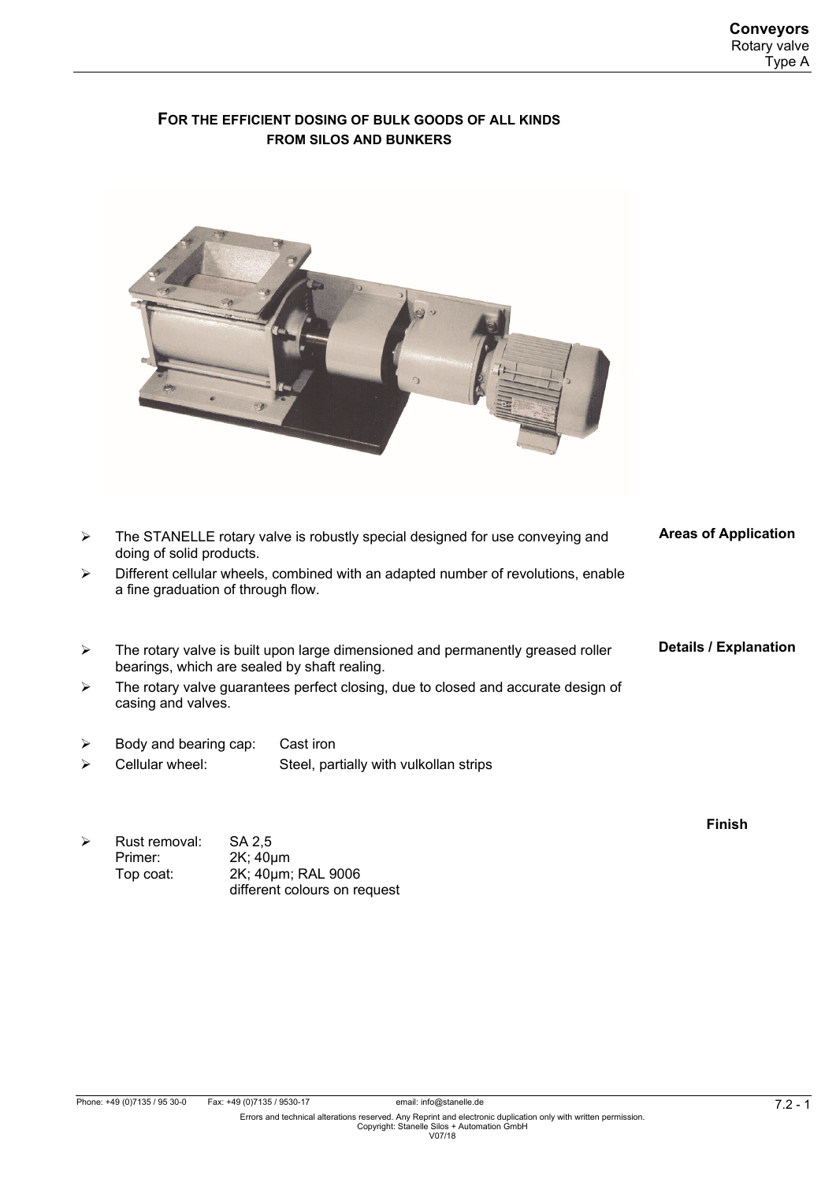# FOR THE EFFICIENT DOSING OF BULK GOODS OF ALL KINDS FROM SILOS AND BUNKERS

## Areas of Application

- The STANELLE rotary valve is robustly special designed for use conveying and doing of solid products.
- Different cellular wheels, combined with an adapted number of revolutions, enable a fine graduation of through flow.

## Details / Explanation

- The rotary valve is built upon large dimensioned and permanently greased roller bearings, which are sealed by shaft realing.
- The rotary valve guarantees perfect closing, due to closed and accurate design of casing and valves.

- Body and bearing cap: Cast iron
- Cellular wheel: Steel, partially with vulkollan strips

## Finish

- Rust removal: SA 2,5
  Primer: 2K; 40µm
  Top coat: 2K; 40µm; RAL 9006
  different colours on request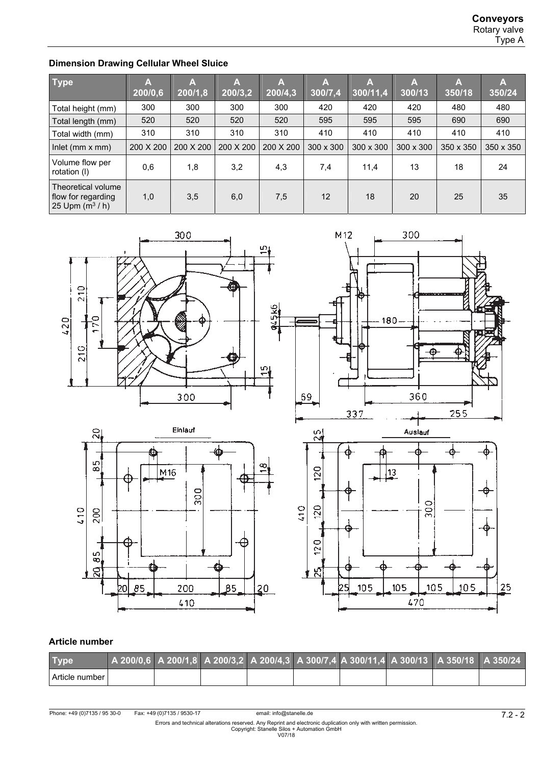## Dimension Drawing Cellular Wheel Sluice

| Type | A 200/0,6 | A 200/1,8 | A 200/3,2 | A 200/4,3 | A 300/7,4 | A 300/11,4 | A 300/13 | A 350/18 | A 350/24 |
|---|---|---|---|---|---|---|---|---|---|
| Total height (mm) | 300 | 300 | 300 | 300 | 420 | 420 | 420 | 480 | 480 |
| Total length (mm) | 520 | 520 | 520 | 520 | 595 | 595 | 595 | 690 | 690 |
| Total width (mm) | 310 | 310 | 310 | 310 | 410 | 410 | 410 | 410 | 410 |
| Inlet (mm x mm) | 200 X 200 | 200 X 200 | 200 X 200 | 200 X 200 | 300 x 300 | 300 x 300 | 300 x 300 | 350 x 350 | 350 x 350 |
| Volume flow per rotation (l) | 0,6 | 1,8 | 3,2 | 4,3 | 7,4 | 11,4 | 13 | 18 | 24 |
| Theoretical volume flow for regarding 25 Upm ($m^3$ / h) | 1,0 | 3,5 | 6,0 | 7,5 | 12 | 18 | 20 | 25 | 35 |

300
15
210
170
420
210
15
ø45k6
300
M12
300
180
69
360
337
255

Einlauf
20
85
M16
300
18
410
200
85
20
20 85 200 85 20
410

Auslauf
25
120
13
300
410
120
120
25
25 105 105 105 105 25
470

## Article number

| Type | A 200/0,6 | A 200/1,8 | A 200/3,2 | A 200/4,3 | A 300/7,4 | A 300/11,4 | A 300/13 | A 350/18 | A 350/24 |
|---|---|---|---|---|---|---|---|---|---|
| Article number | | | | | | | | | |

Phone: +49 (0)7135 / 95 30-0 Fax: +49 (0)7135 / 9530-17 email: info@stanelle.de

Errors and technical alterations reserved. Any Reprint and electronic duplication only with written permission.
Copyright: Stanelle Silos + Automation GmbH
V07/18